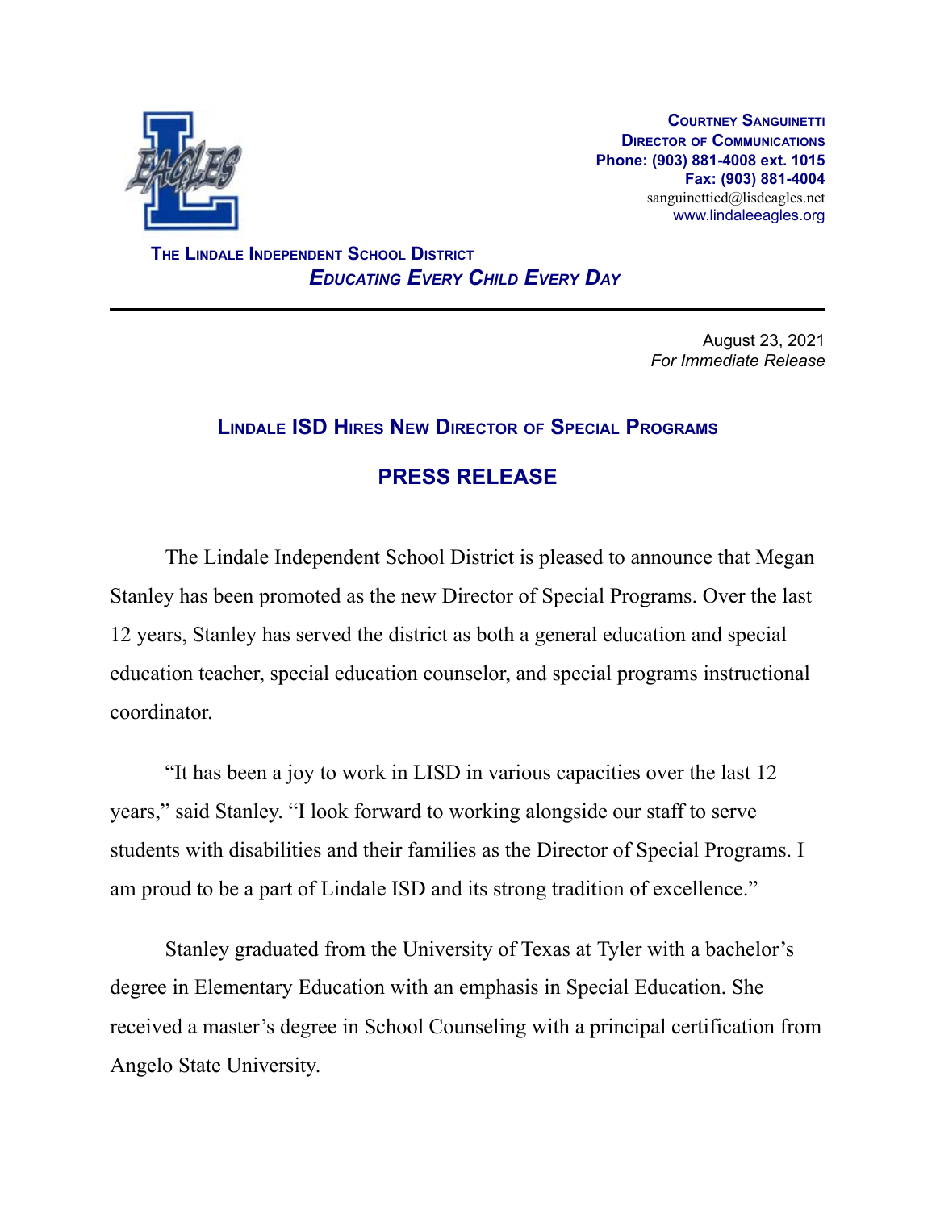**Courtney Sanguinetti**
**Director of Communications**
**Phone: (903) 881-4008 ext. 1015**
**Fax: (903) 881-4004**
sanguinetticd@lisdeagles.net
www.lindaleeagles.org

**The Lindale Independent School District**
***Educating Every Child Every Day***

---

August 23, 2021
*For Immediate Release*

## Lindale ISD Hires New Director of Special Programs

## PRESS RELEASE

The Lindale Independent School District is pleased to announce that Megan Stanley has been promoted as the new Director of Special Programs. Over the last 12 years, Stanley has served the district as both a general education and special education teacher, special education counselor, and special programs instructional coordinator.

"It has been a joy to work in LISD in various capacities over the last 12 years," said Stanley. "I look forward to working alongside our staff to serve students with disabilities and their families as the Director of Special Programs. I am proud to be a part of Lindale ISD and its strong tradition of excellence."

Stanley graduated from the University of Texas at Tyler with a bachelor's degree in Elementary Education with an emphasis in Special Education. She received a master's degree in School Counseling with a principal certification from Angelo State University.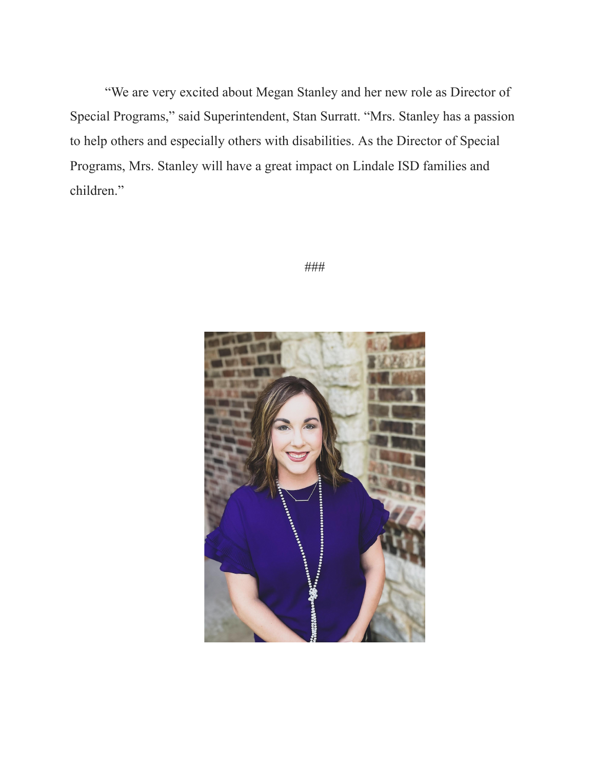"We are very excited about Megan Stanley and her new role as Director of Special Programs," said Superintendent, Stan Surratt. "Mrs. Stanley has a passion to help others and especially others with disabilities. As the Director of Special Programs, Mrs. Stanley will have a great impact on Lindale ISD families and children."

###